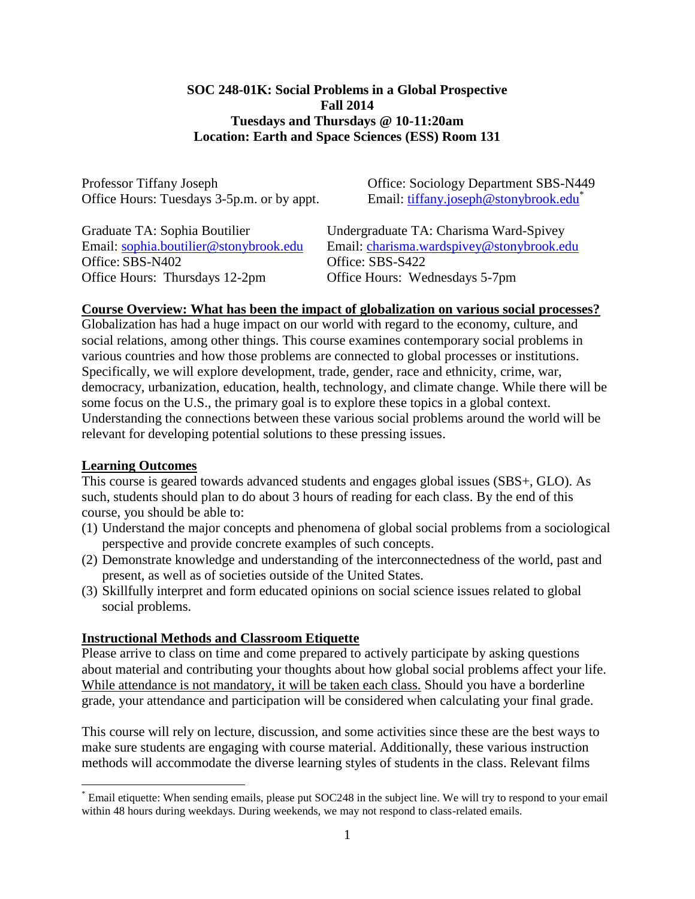**SOC 248-01K: Social Problems in a Global Prospective**
**Fall 2014**
**Tuesdays and Thursdays @ 10-11:20am**
**Location: Earth and Space Sciences (ESS) Room 131**

Professor Tiffany Joseph
Office Hours: Tuesdays 3-5p.m. or by appt.
Office: Sociology Department SBS-N449
Email: tiffany.joseph@stonybrook.edu*

Graduate TA: Sophia Boutilier
Email: sophia.boutilier@stonybrook.edu
Office: SBS-N402
Office Hours: Thursdays 12-2pm

Undergraduate TA: Charisma Ward-Spivey
Email: charisma.wardspivey@stonybrook.edu
Office: SBS-S422
Office Hours: Wednesdays 5-7pm

## Course Overview: What has been the impact of globalization on various social processes?

Globalization has had a huge impact on our world with regard to the economy, culture, and social relations, among other things. This course examines contemporary social problems in various countries and how those problems are connected to global processes or institutions. Specifically, we will explore development, trade, gender, race and ethnicity, crime, war, democracy, urbanization, education, health, technology, and climate change. While there will be some focus on the U.S., the primary goal is to explore these topics in a global context. Understanding the connections between these various social problems around the world will be relevant for developing potential solutions to these pressing issues.

## Learning Outcomes

This course is geared towards advanced students and engages global issues (SBS+, GLO). As such, students should plan to do about 3 hours of reading for each class. By the end of this course, you should be able to:

(1) Understand the major concepts and phenomena of global social problems from a sociological perspective and provide concrete examples of such concepts.
(2) Demonstrate knowledge and understanding of the interconnectedness of the world, past and present, as well as of societies outside of the United States.
(3) Skillfully interpret and form educated opinions on social science issues related to global social problems.

## Instructional Methods and Classroom Etiquette

Please arrive to class on time and come prepared to actively participate by asking questions about material and contributing your thoughts about how global social problems affect your life. While attendance is not mandatory, it will be taken each class. Should you have a borderline grade, your attendance and participation will be considered when calculating your final grade.

This course will rely on lecture, discussion, and some activities since these are the best ways to make sure students are engaging with course material. Additionally, these various instruction methods will accommodate the diverse learning styles of students in the class. Relevant films

---

* Email etiquette: When sending emails, please put SOC248 in the subject line. We will try to respond to your email within 48 hours during weekdays. During weekends, we may not respond to class-related emails.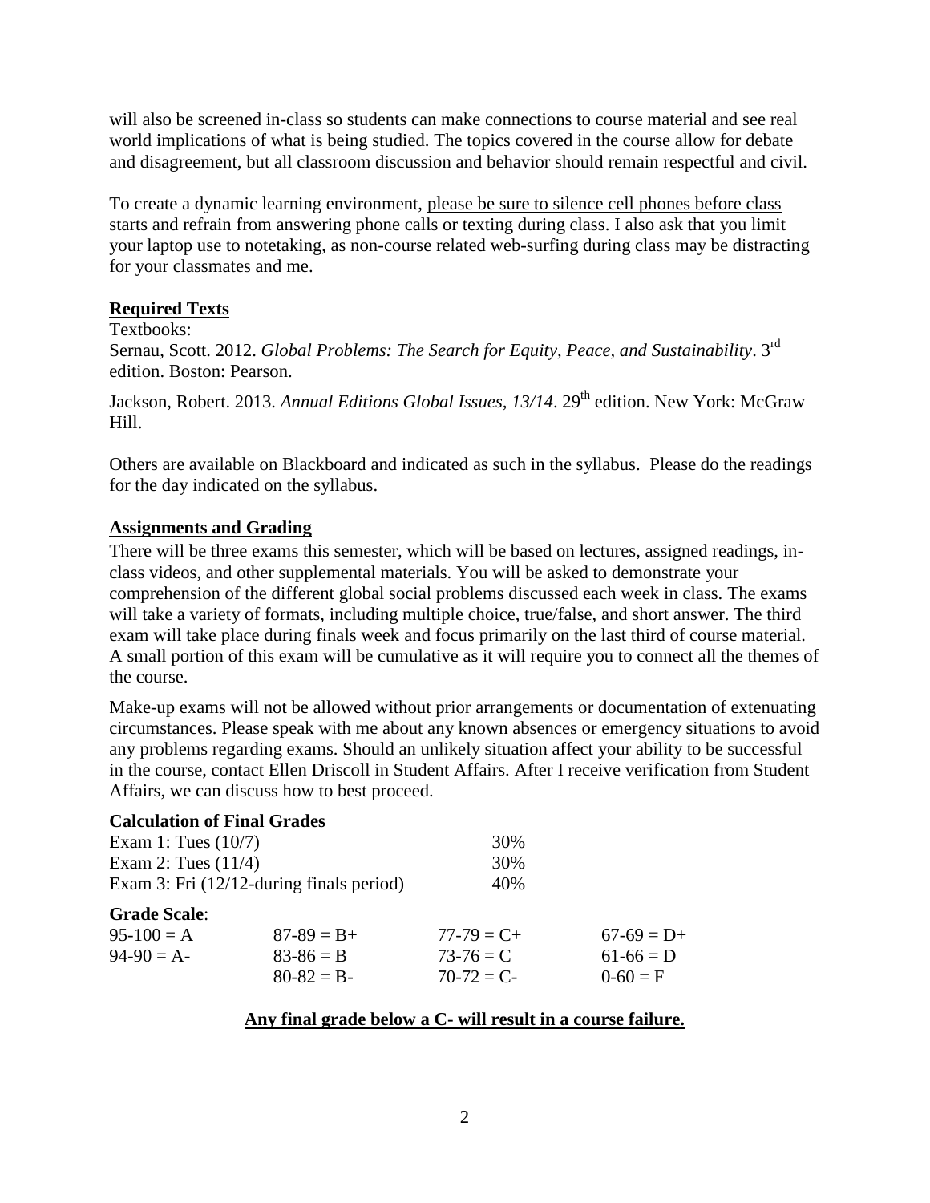will also be screened in-class so students can make connections to course material and see real world implications of what is being studied. The topics covered in the course allow for debate and disagreement, but all classroom discussion and behavior should remain respectful and civil.

To create a dynamic learning environment, please be sure to silence cell phones before class starts and refrain from answering phone calls or texting during class. I also ask that you limit your laptop use to notetaking, as non-course related web-surfing during class may be distracting for your classmates and me.

## Required Texts

Textbooks:

Sernau, Scott. 2012. *Global Problems: The Search for Equity, Peace, and Sustainability*. 3rd edition. Boston: Pearson.

Jackson, Robert. 2013. *Annual Editions Global Issues, 13/14*. 29th edition. New York: McGraw Hill.

Others are available on Blackboard and indicated as such in the syllabus. Please do the readings for the day indicated on the syllabus.

## Assignments and Grading

There will be three exams this semester, which will be based on lectures, assigned readings, in-class videos, and other supplemental materials. You will be asked to demonstrate your comprehension of the different global social problems discussed each week in class. The exams will take a variety of formats, including multiple choice, true/false, and short answer. The third exam will take place during finals week and focus primarily on the last third of course material. A small portion of this exam will be cumulative as it will require you to connect all the themes of the course.

Make-up exams will not be allowed without prior arrangements or documentation of extenuating circumstances. Please speak with me about any known absences or emergency situations to avoid any problems regarding exams. Should an unlikely situation affect your ability to be successful in the course, contact Ellen Driscoll in Student Affairs. After I receive verification from Student Affairs, we can discuss how to best proceed.

**Calculation of Final Grades**

| | |
|---|---|
| Exam 1: Tues (10/7) | 30% |
| Exam 2: Tues (11/4) | 30% |
| Exam 3: Fri (12/12-during finals period) | 40% |

**Grade Scale**:

| | | | |
|---|---|---|---|
| 95-100 = A | 87-89 = B+ | 77-79 = C+ | 67-69 = D+ |
| 94-90 = A- | 83-86 = B | 73-76 = C | 61-66 = D |
| | 80-82 = B- | 70-72 = C- | 0-60 = F |

**Any final grade below a C- will result in a course failure.**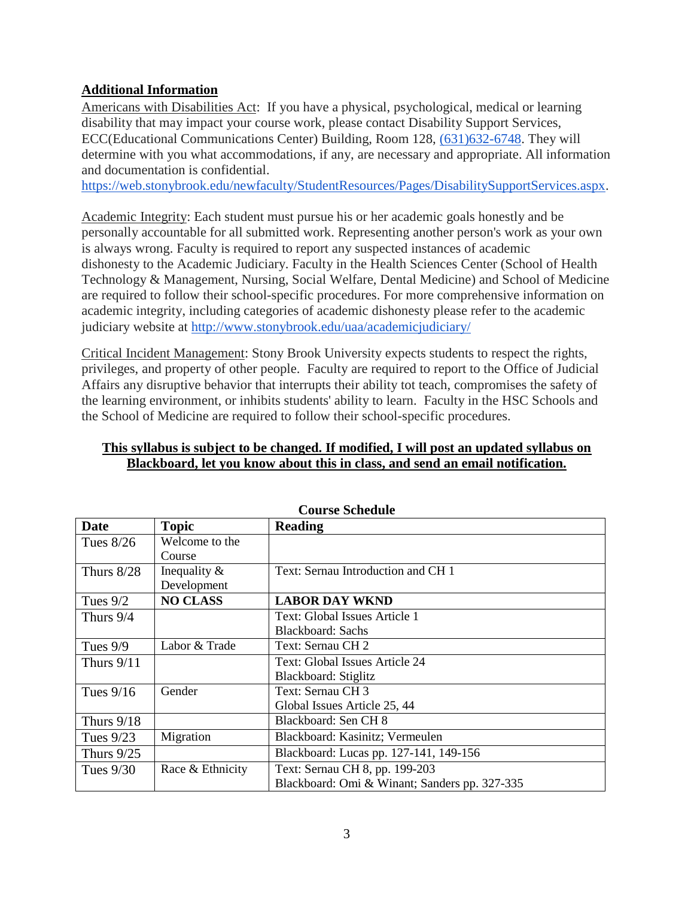## **Additional Information**

Americans with Disabilities Act: If you have a physical, psychological, medical or learning disability that may impact your course work, please contact Disability Support Services, ECC(Educational Communications Center) Building, Room 128, (631)632-6748. They will determine with you what accommodations, if any, are necessary and appropriate. All information and documentation is confidential. https://web.stonybrook.edu/newfaculty/StudentResources/Pages/DisabilitySupportServices.aspx.

Academic Integrity: Each student must pursue his or her academic goals honestly and be personally accountable for all submitted work. Representing another person's work as your own is always wrong. Faculty is required to report any suspected instances of academic dishonesty to the Academic Judiciary. Faculty in the Health Sciences Center (School of Health Technology & Management, Nursing, Social Welfare, Dental Medicine) and School of Medicine are required to follow their school-specific procedures. For more comprehensive information on academic integrity, including categories of academic dishonesty please refer to the academic judiciary website at http://www.stonybrook.edu/uaa/academicjudiciary/

Critical Incident Management: Stony Brook University expects students to respect the rights, privileges, and property of other people. Faculty are required to report to the Office of Judicial Affairs any disruptive behavior that interrupts their ability tot teach, compromises the safety of the learning environment, or inhibits students' ability to learn. Faculty in the HSC Schools and the School of Medicine are required to follow their school-specific procedures.

**This syllabus is subject to be changed. If modified, I will post an updated syllabus on Blackboard, let you know about this in class, and send an email notification.**

**Course Schedule**

| **Date** | **Topic** | **Reading** |
|---|---|---|
| Tues 8/26 | Welcome to the Course | |
| Thurs 8/28 | Inequality & Development | Text: Sernau Introduction and CH 1 |
| Tues 9/2 | **NO CLASS** | **LABOR DAY WKND** |
| Thurs 9/4 | | Text: Global Issues Article 1<br>Blackboard: Sachs |
| Tues 9/9 | Labor & Trade | Text: Sernau CH 2 |
| Thurs 9/11 | | Text: Global Issues Article 24<br>Blackboard: Stiglitz |
| Tues 9/16 | Gender | Text: Sernau CH 3<br>Global Issues Article 25, 44 |
| Thurs 9/18 | | Blackboard: Sen CH 8 |
| Tues 9/23 | Migration | Blackboard: Kasinitz; Vermeulen |
| Thurs 9/25 | | Blackboard: Lucas pp. 127-141, 149-156 |
| Tues 9/30 | Race & Ethnicity | Text: Sernau CH 8, pp. 199-203<br>Blackboard: Omi & Winant; Sanders pp. 327-335 |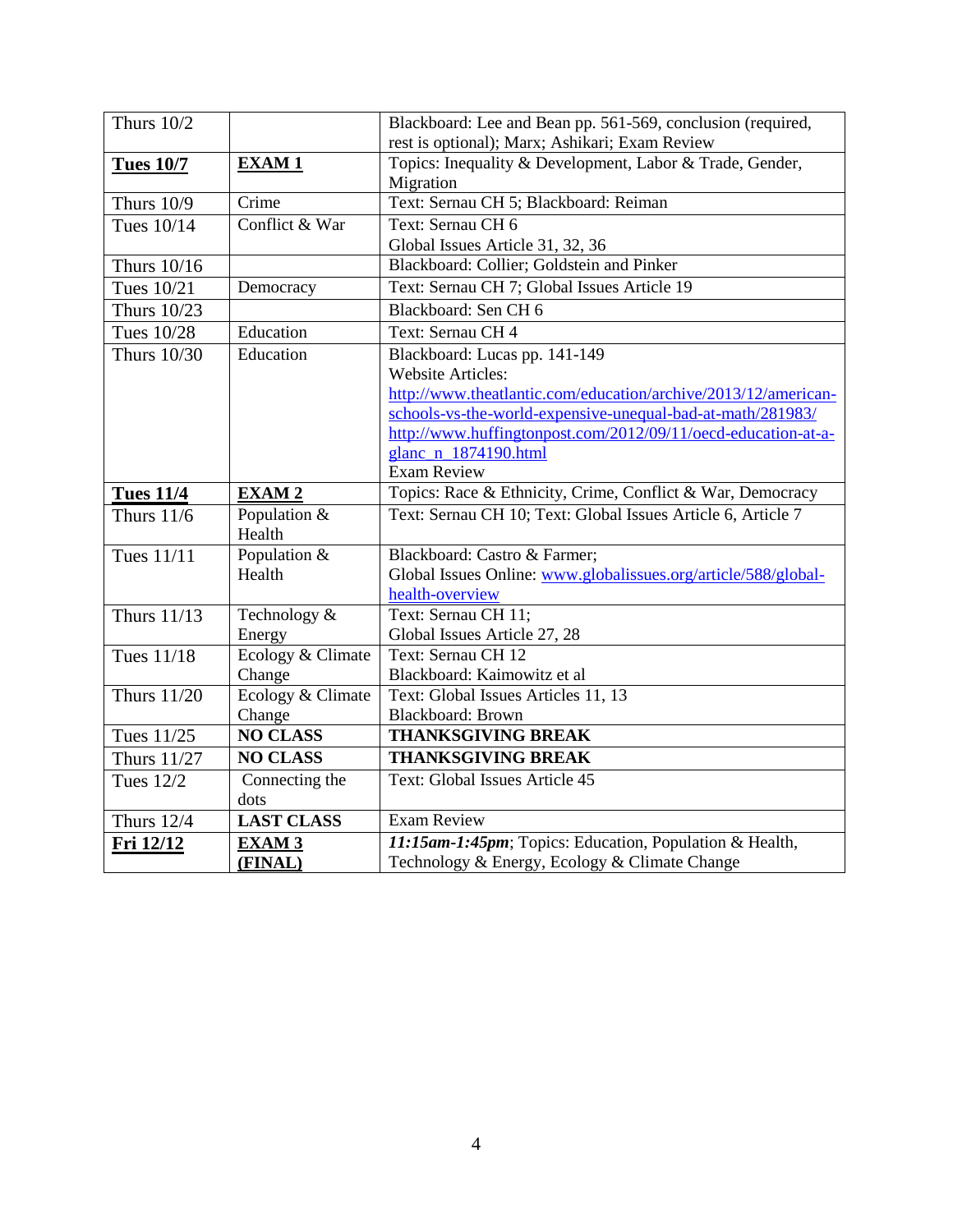| | | |
|---|---|---|
| Thurs 10/2 | | Blackboard: Lee and Bean pp. 561-569, conclusion (required, rest is optional); Marx; Ashikari; Exam Review |
| **Tues 10/7** | **EXAM 1** | Topics: Inequality & Development, Labor & Trade, Gender, Migration |
| Thurs 10/9 | Crime | Text: Sernau CH 5; Blackboard: Reiman |
| Tues 10/14 | Conflict & War | Text: Sernau CH 6<br>Global Issues Article 31, 32, 36 |
| Thurs 10/16 | | Blackboard: Collier; Goldstein and Pinker |
| Tues 10/21 | Democracy | Text: Sernau CH 7; Global Issues Article 19 |
| Thurs 10/23 | | Blackboard: Sen CH 6 |
| Tues 10/28 | Education | Text: Sernau CH 4 |
| Thurs 10/30 | Education | Blackboard: Lucas pp. 141-149<br>Website Articles:<br>http://www.theatlantic.com/education/archive/2013/12/american-schools-vs-the-world-expensive-unequal-bad-at-math/281983/<br>http://www.huffingtonpost.com/2012/09/11/oecd-education-at-a-glanc_n_1874190.html<br>Exam Review |
| **Tues 11/4** | **EXAM 2** | Topics: Race & Ethnicity, Crime, Conflict & War, Democracy |
| Thurs 11/6 | Population & Health | Text: Sernau CH 10; Text: Global Issues Article 6, Article 7 |
| Tues 11/11 | Population & Health | Blackboard: Castro & Farmer;<br>Global Issues Online: www.globalissues.org/article/588/global-health-overview |
| Thurs 11/13 | Technology & Energy | Text: Sernau CH 11;<br>Global Issues Article 27, 28 |
| Tues 11/18 | Ecology & Climate Change | Text: Sernau CH 12<br>Blackboard: Kaimowitz et al |
| Thurs 11/20 | Ecology & Climate Change | Text: Global Issues Articles 11, 13<br>Blackboard: Brown |
| Tues 11/25 | **NO CLASS** | **THANKSGIVING BREAK** |
| Thurs 11/27 | **NO CLASS** | **THANKSGIVING BREAK** |
| Tues 12/2 | Connecting the dots | Text: Global Issues Article 45 |
| Thurs 12/4 | **LAST CLASS** | Exam Review |
| **Fri 12/12** | **EXAM 3 (FINAL)** | ***11:15am-1:45pm***; Topics: Education, Population & Health, Technology & Energy, Ecology & Climate Change |